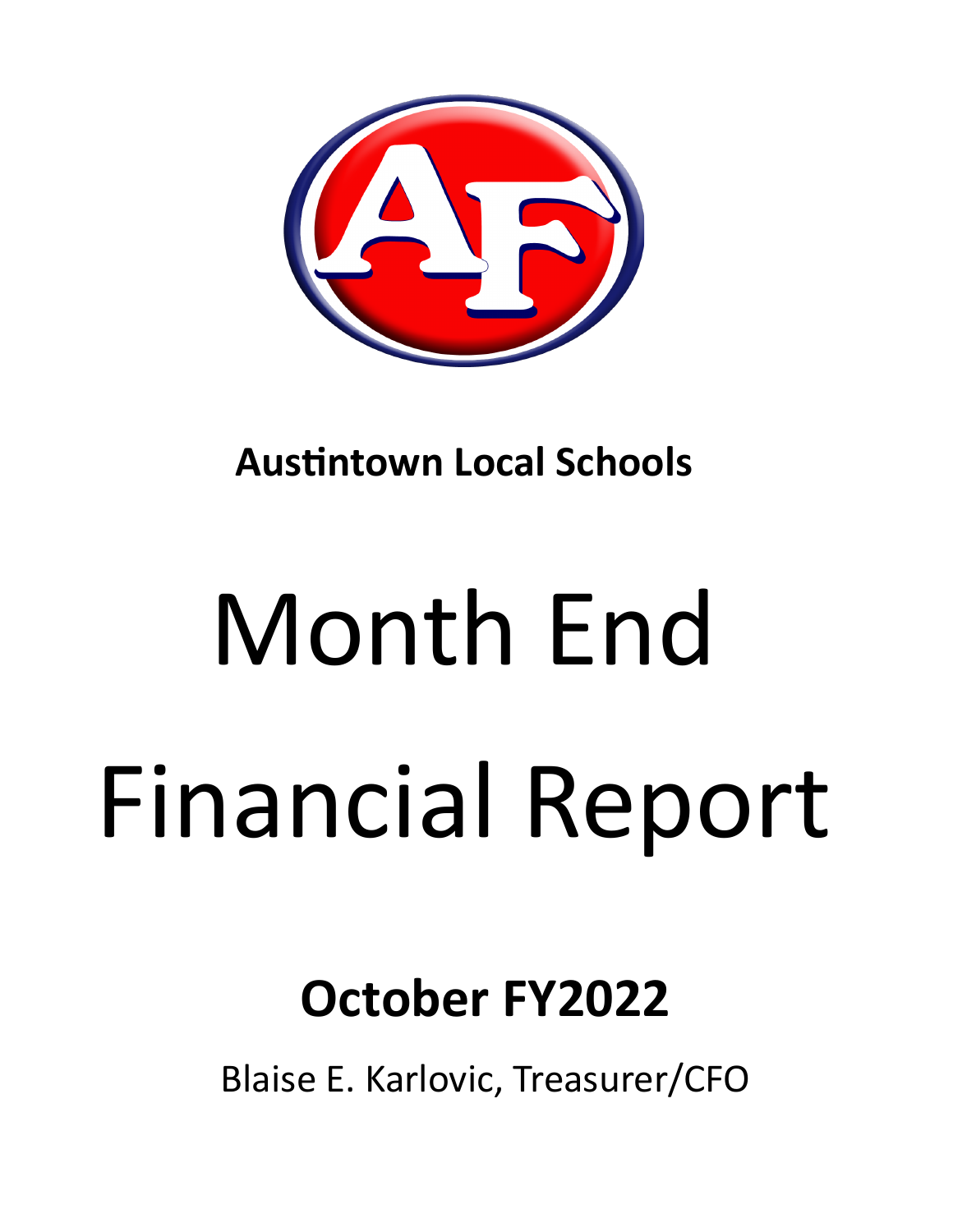**Austintown Local Schools**

# Month End Financial Report

## October FY2022

Blaise E. Karlovic, Treasurer/CFO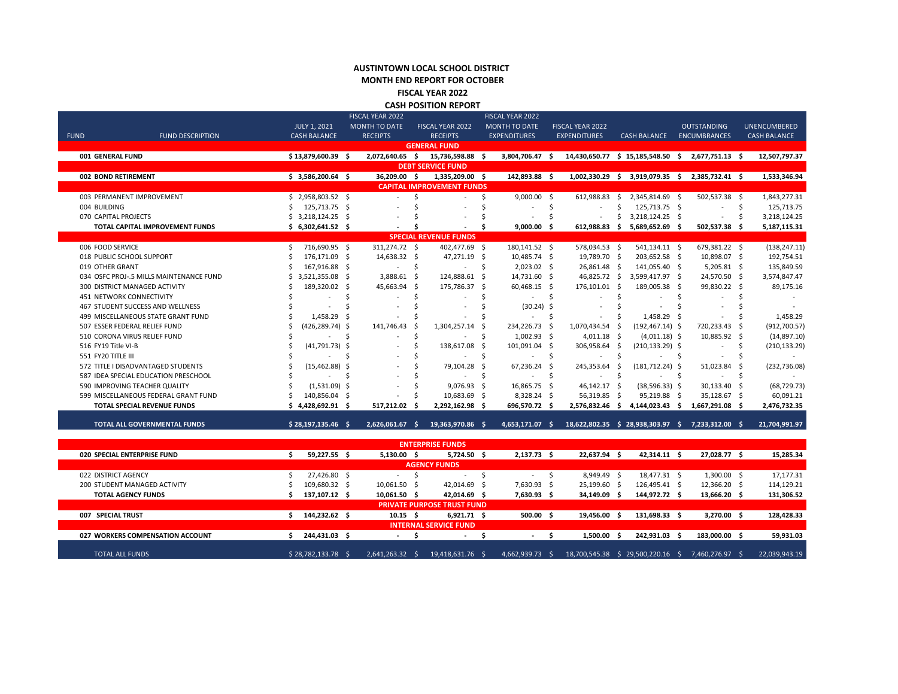# AUSTINTOWN LOCAL SCHOOL DISTRICT
## MONTH END REPORT FOR OCTOBER
## FISCAL YEAR 2022
## CASH POSITION REPORT

| FUND | FUND DESCRIPTION | JULY 1, 2021 CASH BALANCE | FISCAL YEAR 2022 MONTH TO DATE RECEIPTS | FISCAL YEAR 2022 RECEIPTS | FISCAL YEAR 2022 MONTH TO DATE EXPENDITURES | FISCAL YEAR 2022 EXPENDITURES | CASH BALANCE | OUTSTANDING ENCUMBRANCES | UNENCUMBERED CASH BALANCE |
|---|---|---|---|---|---|---|---|---|---|
| | **GENERAL FUND** | | | | | | | | |
| **001** | **GENERAL FUND** | **$ 13,879,600.39** | **$ 2,072,640.65** | **$ 15,736,598.88** | **$ 3,804,706.47** | **$ 14,430,650.77** | **$ 15,185,548.50** | **$ 2,677,751.13** | **$ 12,507,797.37** |
| | **DEBT SERVICE FUND** | | | | | | | | |
| **002** | **BOND RETIREMENT** | **$ 3,586,200.64** | **$ 36,209.00** | **$ 1,335,209.00** | **$ 142,893.88** | **$ 1,002,330.29** | **$ 3,919,079.35** | **$ 2,385,732.41** | **$ 1,533,346.94** |
| | **CAPITAL IMPROVEMENT FUNDS** | | | | | | | | |
| 003 | PERMANENT IMPROVEMENT | $ 2,958,803.52 | $ - | $ - | $ 9,000.00 | $ 612,988.83 | $ 2,345,814.69 | $ 502,537.38 | $ 1,843,277.31 |
| 004 | BUILDING | $ 125,713.75 | $ - | $ - | $ - | $ - | $ 125,713.75 | $ - | $ 125,713.75 |
| 070 | CAPITAL PROJECTS | $ 3,218,124.25 | $ - | $ - | $ - | $ - | $ 3,218,124.25 | $ - | $ 3,218,124.25 |
| | **TOTAL CAPITAL IMPROVEMENT FUNDS** | **$ 6,302,641.52** | **$ -** | **$ -** | **$ 9,000.00** | **$ 612,988.83** | **$ 5,689,652.69** | **$ 502,537.38** | **$ 5,187,115.31** |
| | **SPECIAL REVENUE FUNDS** | | | | | | | | |
| 006 | FOOD SERVICE | $ 716,690.95 | $ 311,274.72 | $ 402,477.69 | $ 180,141.52 | $ 578,034.53 | $ 541,134.11 | $ 679,381.22 | $ (138,247.11) |
| 018 | PUBLIC SCHOOL SUPPORT | $ 176,171.09 | $ 14,638.32 | $ 47,271.19 | $ 10,485.74 | $ 19,789.70 | $ 203,652.58 | $ 10,898.07 | $ 192,754.51 |
| 019 | OTHER GRANT | $ 167,916.88 | $ - | $ - | $ 2,023.02 | $ 26,861.48 | $ 141,055.40 | $ 5,205.81 | $ 135,849.59 |
| 034 | OSFC PROJ-.5 MILLS MAINTENANCE FUND | $ 3,521,355.08 | $ 3,888.61 | $ 124,888.61 | $ 14,731.60 | $ 46,825.72 | $ 3,599,417.97 | $ 24,570.50 | $ 3,574,847.47 |
| 300 | DISTRICT MANAGED ACTIVITY | $ 189,320.02 | $ 45,663.94 | $ 175,786.37 | $ 60,468.15 | $ 176,101.01 | $ 189,005.38 | $ 99,830.22 | $ 89,175.16 |
| 451 | NETWORK CONNECTIVITY | $ - | $ - | $ - | $ - | $ - | $ - | $ - | $ - |
| 467 | STUDENT SUCCESS AND WELLNESS | $ - | $ - | $ - | $ (30.24) | $ - | $ - | $ - | $ - |
| 499 | MISCELLANEOUS STATE GRANT FUND | $ 1,458.29 | $ - | $ - | $ - | $ - | $ 1,458.29 | $ - | $ 1,458.29 |
| 507 | ESSER FEDERAL RELIEF FUND | $ (426,289.74) | $ 141,746.43 | $ 1,304,257.14 | $ 234,226.73 | $ 1,070,434.54 | $ (192,467.14) | $ 720,233.43 | $ (912,700.57) |
| 510 | CORONA VIRUS RELIEF FUND | $ - | $ - | $ - | $ 1,002.93 | $ 4,011.18 | $ (4,011.18) | $ 10,885.92 | $ (14,897.10) |
| 516 | FY19 Title VI-B | $ (41,791.73) | $ - | $ 138,617.08 | $ 101,091.04 | $ 306,958.64 | $ (210,133.29) | $ - | $ (210,133.29) |
| 551 | FY20 TITLE III | $ - | $ - | $ - | $ - | $ - | $ - | $ - | $ - |
| 572 | TITLE I DISADVANTAGED STUDENTS | $ (15,462.88) | $ - | $ 79,104.28 | $ 67,236.24 | $ 245,353.64 | $ (181,712.24) | $ 51,023.84 | $ (232,736.08) |
| 587 | IDEA SPECIAL EDUCATION PRESCHOOL | $ - | $ - | $ - | $ - | $ - | $ - | $ - | $ - |
| 590 | IMPROVING TEACHER QUALITY | $ (1,531.09) | $ - | $ 9,076.93 | $ 16,865.75 | $ 46,142.17 | $ (38,596.33) | $ 30,133.40 | $ (68,729.73) |
| 599 | MISCELLANEOUS FEDERAL GRANT FUND | $ 140,856.04 | $ - | $ 10,683.69 | $ 8,328.24 | $ 56,319.85 | $ 95,219.88 | $ 35,128.67 | $ 60,091.21 |
| | **TOTAL SPECIAL REVENUE FUNDS** | **$ 4,428,692.91** | **$ 517,212.02** | **$ 2,292,162.98** | **$ 696,570.72** | **$ 2,576,832.46** | **$ 4,144,023.43** | **$ 1,667,291.08** | **$ 2,476,732.35** |
| | **TOTAL ALL GOVERNMENTAL FUNDS** | **$ 28,197,135.46** | **$ 2,626,061.67** | **$ 19,363,970.86** | **$ 4,653,171.07** | **$ 18,622,802.35** | **$ 28,938,303.97** | **$ 7,233,312.00** | **$ 21,704,991.97** |
| | **ENTERPRISE FUNDS** | | | | | | | | |
| **020** | **SPECIAL ENTERPRISE FUND** | **$ 59,227.55** | **$ 5,130.00** | **$ 5,724.50** | **$ 2,137.73** | **$ 22,637.94** | **$ 42,314.11** | **$ 27,028.77** | **$ 15,285.34** |
| | **AGENCY FUNDS** | | | | | | | | |
| 022 | DISTRICT AGENCY | $ 27,426.80 | $ - | $ - | $ - | $ 8,949.49 | $ 18,477.31 | $ 1,300.00 | $ 17,177.31 |
| 200 | STUDENT MANAGED ACTIVITY | $ 109,680.32 | $ 10,061.50 | $ 42,014.69 | $ 7,630.93 | $ 25,199.60 | $ 126,495.41 | $ 12,366.20 | $ 114,129.21 |
| | **TOTAL AGENCY FUNDS** | **$ 137,107.12** | **$ 10,061.50** | **$ 42,014.69** | **$ 7,630.93** | **$ 34,149.09** | **$ 144,972.72** | **$ 13,666.20** | **$ 131,306.52** |
| | **PRIVATE PURPOSE TRUST FUND** | | | | | | | | |
| **007** | **SPECIAL TRUST** | **$ 144,232.62** | **$ 10.15** | **$ 6,921.71** | **$ 500.00** | **$ 19,456.00** | **$ 131,698.33** | **$ 3,270.00** | **$ 128,428.33** |
| | **INTERNAL SERVICE FUND** | | | | | | | | |
| **027** | **WORKERS COMPENSATION ACCOUNT** | **$ 244,431.03** | **$ -** | **$ -** | **$ -** | **$ 1,500.00** | **$ 242,931.03** | **$ 183,000.00** | **$ 59,931.03** |
| | TOTAL ALL FUNDS | $ 28,782,133.78 | $ 2,641,263.32 | $ 19,418,631.76 | $ 4,662,939.73 | $ 18,700,545.38 | $ 29,500,220.16 | $ 7,460,276.97 | $ 22,039,943.19 |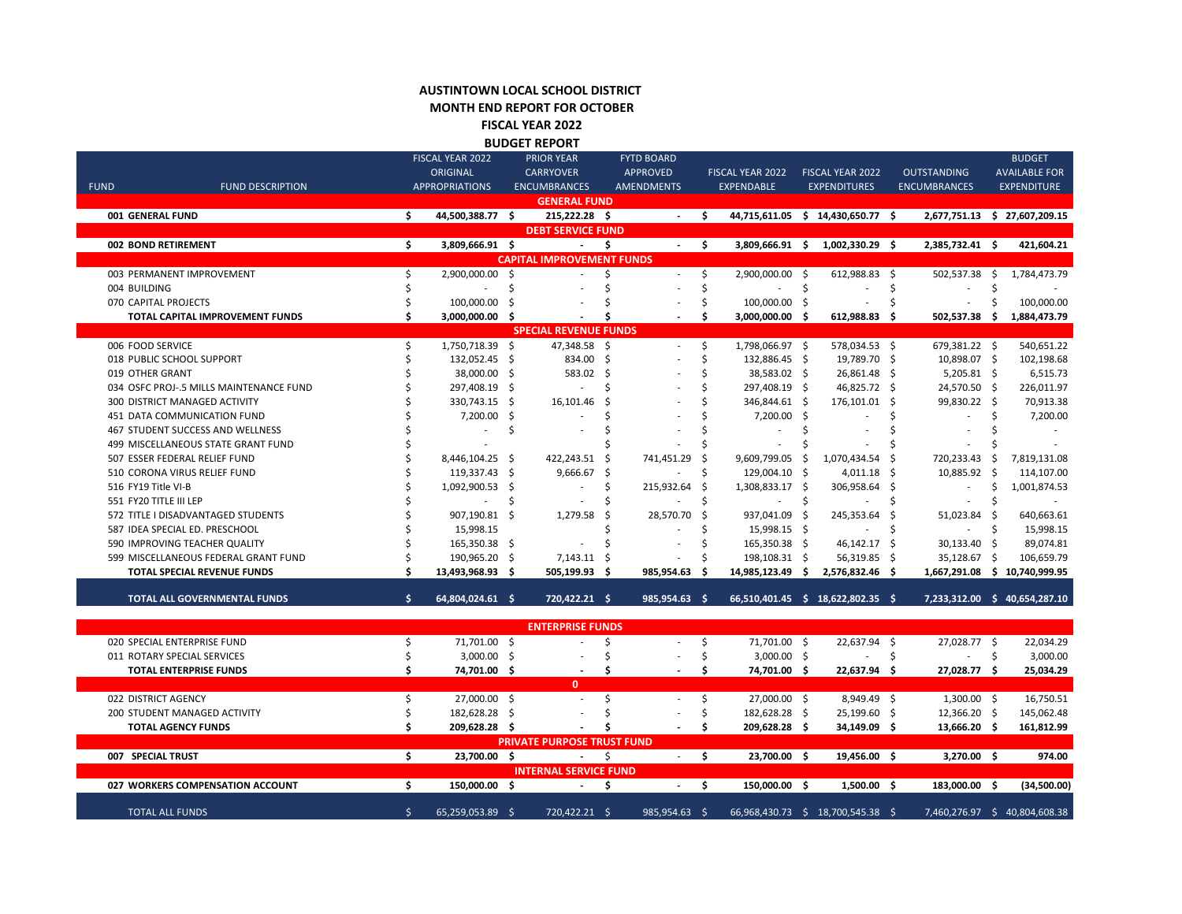**AUSTINTOWN LOCAL SCHOOL DISTRICT**
**MONTH END REPORT FOR OCTOBER**
**FISCAL YEAR 2022**
**BUDGET REPORT**

| FUND | FUND DESCRIPTION | FISCAL YEAR 2022 ORIGINAL APPROPRIATIONS | PRIOR YEAR CARRYOVER ENCUMBRANCES | FYTD BOARD APPROVED AMENDMENTS | FISCAL YEAR 2022 EXPENDABLE | FISCAL YEAR 2022 EXPENDITURES | OUTSTANDING ENCUMBRANCES | BUDGET AVAILABLE FOR EXPENDITURE |
|---|---|---|---|---|---|---|---|---|
| | **GENERAL FUND** | | | | | | | |
| **001** | **GENERAL FUND** | **$ 44,500,388.77** | **$ 215,222.28** | **$ -** | **$ 44,715,611.05** | **$ 14,430,650.77** | **$ 2,677,751.13** | **$ 27,607,209.15** |
| | **DEBT SERVICE FUND** | | | | | | | |
| **002** | **BOND RETIREMENT** | **$ 3,809,666.91** | **$ -** | **$ -** | **$ 3,809,666.91** | **$ 1,002,330.29** | **$ 2,385,732.41** | **$ 421,604.21** |
| | **CAPITAL IMPROVEMENT FUNDS** | | | | | | | |
| 003 | PERMANENT IMPROVEMENT | $ 2,900,000.00 | $ - | $ - | $ 2,900,000.00 | $ 612,988.83 | $ 502,537.38 | $ 1,784,473.79 |
| 004 | BUILDING | $ - | $ - | $ - | $ - | $ - | $ - | $ - |
| 070 | CAPITAL PROJECTS | $ 100,000.00 | $ - | $ - | $ 100,000.00 | $ - | $ - | $ 100,000.00 |
| | **TOTAL CAPITAL IMPROVEMENT FUNDS** | **$ 3,000,000.00** | **$ -** | **$ -** | **$ 3,000,000.00** | **$ 612,988.83** | **$ 502,537.38** | **$ 1,884,473.79** |
| | **SPECIAL REVENUE FUNDS** | | | | | | | |
| 006 | FOOD SERVICE | $ 1,750,718.39 | $ 47,348.58 | $ - | $ 1,798,066.97 | $ 578,034.53 | $ 679,381.22 | $ 540,651.22 |
| 018 | PUBLIC SCHOOL SUPPORT | $ 132,052.45 | $ 834.00 | $ - | $ 132,886.45 | $ 19,789.70 | $ 10,898.07 | $ 102,198.68 |
| 019 | OTHER GRANT | $ 38,000.00 | $ 583.02 | $ - | $ 38,583.02 | $ 26,861.48 | $ 5,205.81 | $ 6,515.73 |
| 034 | OSFC PROJ-.5 MILLS MAINTENANCE FUND | $ 297,408.19 | $ - | $ - | $ 297,408.19 | $ 46,825.72 | $ 24,570.50 | $ 226,011.97 |
| 300 | DISTRICT MANAGED ACTIVITY | $ 330,743.15 | $ 16,101.46 | $ - | $ 346,844.61 | $ 176,101.01 | $ 99,830.22 | $ 70,913.38 |
| 451 | DATA COMMUNICATION FUND | $ 7,200.00 | $ - | $ - | $ 7,200.00 | $ - | $ - | $ 7,200.00 |
| 467 | STUDENT SUCCESS AND WELLNESS | $ - | $ - | $ - | $ - | $ - | $ - | $ - |
| 499 | MISCELLANEOUS STATE GRANT FUND | $ - | | $ - | $ - | $ - | $ - | $ - |
| 507 | ESSER FEDERAL RELIEF FUND | $ 8,446,104.25 | $ 422,243.51 | $ 741,451.29 | $ 9,609,799.05 | $ 1,070,434.54 | $ 720,233.43 | $ 7,819,131.08 |
| 510 | CORONA VIRUS RELIEF FUND | $ 119,337.43 | $ 9,666.67 | $ - | $ 129,004.10 | $ 4,011.18 | $ 10,885.92 | $ 114,107.00 |
| 516 | FY19 Title VI-B | $ 1,092,900.53 | $ - | $ 215,932.64 | $ 1,308,833.17 | $ 306,958.64 | $ - | $ 1,001,874.53 |
| 551 | FY20 TITLE III LEP | $ - | $ - | $ - | $ - | $ - | $ - | $ - |
| 572 | TITLE I DISADVANTAGED STUDENTS | $ 907,190.81 | $ 1,279.58 | $ 28,570.70 | $ 937,041.09 | $ 245,353.64 | $ 51,023.84 | $ 640,663.61 |
| 587 | IDEA SPECIAL ED. PRESCHOOL | $ 15,998.15 | | $ - | $ 15,998.15 | $ - | $ - | $ 15,998.15 |
| 590 | IMPROVING TEACHER QUALITY | $ 165,350.38 | $ - | $ - | $ 165,350.38 | $ 46,142.17 | $ 30,133.40 | $ 89,074.81 |
| 599 | MISCELLANEOUS FEDERAL GRANT FUND | $ 190,965.20 | $ 7,143.11 | $ - | $ 198,108.31 | $ 56,319.85 | $ 35,128.67 | $ 106,659.79 |
| | **TOTAL SPECIAL REVENUE FUNDS** | **$ 13,493,968.93** | **$ 505,199.93** | **$ 985,954.63** | **$ 14,985,123.49** | **$ 2,576,832.46** | **$ 1,667,291.08** | **$ 10,740,999.95** |
| | **TOTAL ALL GOVERNMENTAL FUNDS** | **$ 64,804,024.61** | **$ 720,422.21** | **$ 985,954.63** | **$ 66,510,401.45** | **$ 18,622,802.35** | **$ 7,233,312.00** | **$ 40,654,287.10** |
| | **ENTERPRISE FUNDS** | | | | | | | |
| 020 | SPECIAL ENTERPRISE FUND | $ 71,701.00 | $ - | $ - | $ 71,701.00 | $ 22,637.94 | $ 27,028.77 | $ 22,034.29 |
| 011 | ROTARY SPECIAL SERVICES | $ 3,000.00 | $ - | $ - | $ 3,000.00 | $ - | $ - | $ 3,000.00 |
| | **TOTAL ENTERPRISE FUNDS** | **$ 74,701.00** | **$ -** | **$ -** | **$ 74,701.00** | **$ 22,637.94** | **$ 27,028.77** | **$ 25,034.29** |
| | **0** | | | | | | | |
| 022 | DISTRICT AGENCY | $ 27,000.00 | $ - | $ - | $ 27,000.00 | $ 8,949.49 | $ 1,300.00 | $ 16,750.51 |
| 200 | STUDENT MANAGED ACTIVITY | $ 182,628.28 | $ - | $ - | $ 182,628.28 | $ 25,199.60 | $ 12,366.20 | $ 145,062.48 |
| | **TOTAL AGENCY FUNDS** | **$ 209,628.28** | **$ -** | **$ -** | **$ 209,628.28** | **$ 34,149.09** | **$ 13,666.20** | **$ 161,812.99** |
| | **PRIVATE PURPOSE TRUST FUND** | | | | | | | |
| **007** | **SPECIAL TRUST** | **$ 23,700.00** | **$ -** | **$ -** | **$ 23,700.00** | **$ 19,456.00** | **$ 3,270.00** | **$ 974.00** |
| | **INTERNAL SERVICE FUND** | | | | | | | |
| **027** | **WORKERS COMPENSATION ACCOUNT** | **$ 150,000.00** | **$ -** | **$ -** | **$ 150,000.00** | **$ 1,500.00** | **$ 183,000.00** | **$ (34,500.00)** |
| | TOTAL ALL FUNDS | $ 65,259,053.89 | $ 720,422.21 | $ 985,954.63 | $ 66,968,430.73 | $ 18,700,545.38 | $ 7,460,276.97 | $ 40,804,608.38 |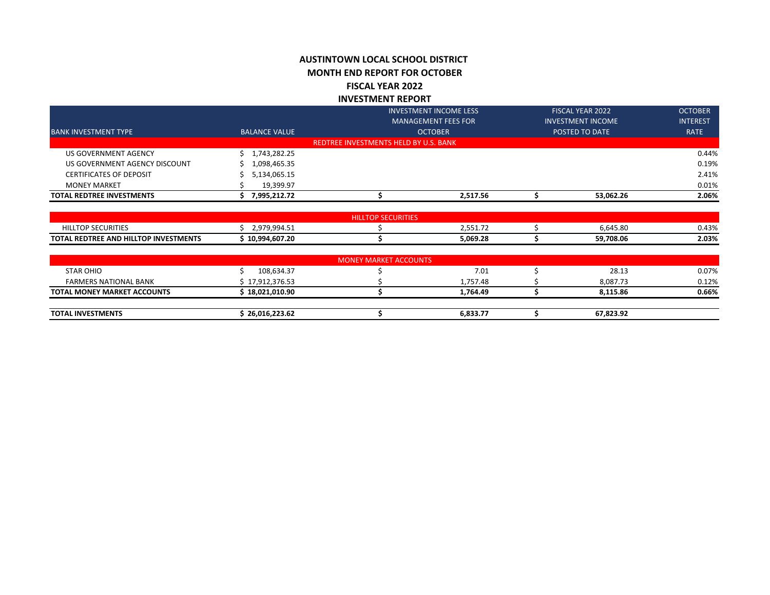**AUSTINTOWN LOCAL SCHOOL DISTRICT**

**MONTH END REPORT FOR OCTOBER**

**FISCAL YEAR 2022**

**INVESTMENT REPORT**

| BANK INVESTMENT TYPE | BALANCE VALUE | INVESTMENT INCOME LESS MANAGEMENT FEES FOR OCTOBER | FISCAL YEAR 2022 INVESTMENT INCOME POSTED TO DATE | OCTOBER INTEREST RATE |
|---|---|---|---|---|
| REDTREE INVESTMENTS HELD BY U.S. BANK | | | | |
| US GOVERNMENT AGENCY | $ 1,743,282.25 | | | 0.44% |
| US GOVERNMENT AGENCY DISCOUNT | $ 1,098,465.35 | | | 0.19% |
| CERTIFICATES OF DEPOSIT | $ 5,134,065.15 | | | 2.41% |
| MONEY MARKET | $ 19,399.97 | | | 0.01% |
| **TOTAL REDTREE INVESTMENTS** | **$ 7,995,212.72** | **$ 2,517.56** | **$ 53,062.26** | **2.06%** |
| HILLTOP SECURITIES | | | | |
| HILLTOP SECURITIES | $ 2,979,994.51 | $ 2,551.72 | $ 6,645.80 | 0.43% |
| **TOTAL REDTREE AND HILLTOP INVESTMENTS** | **$ 10,994,607.20** | **$ 5,069.28** | **$ 59,708.06** | **2.03%** |
| MONEY MARKET ACCOUNTS | | | | |
| STAR OHIO | $ 108,634.37 | $ 7.01 | $ 28.13 | 0.07% |
| FARMERS NATIONAL BANK | $ 17,912,376.53 | $ 1,757.48 | $ 8,087.73 | 0.12% |
| **TOTAL MONEY MARKET ACCOUNTS** | **$ 18,021,010.90** | **$ 1,764.49** | **$ 8,115.86** | **0.66%** |
| **TOTAL INVESTMENTS** | **$ 26,016,223.62** | **$ 6,833.77** | **$ 67,823.92** | |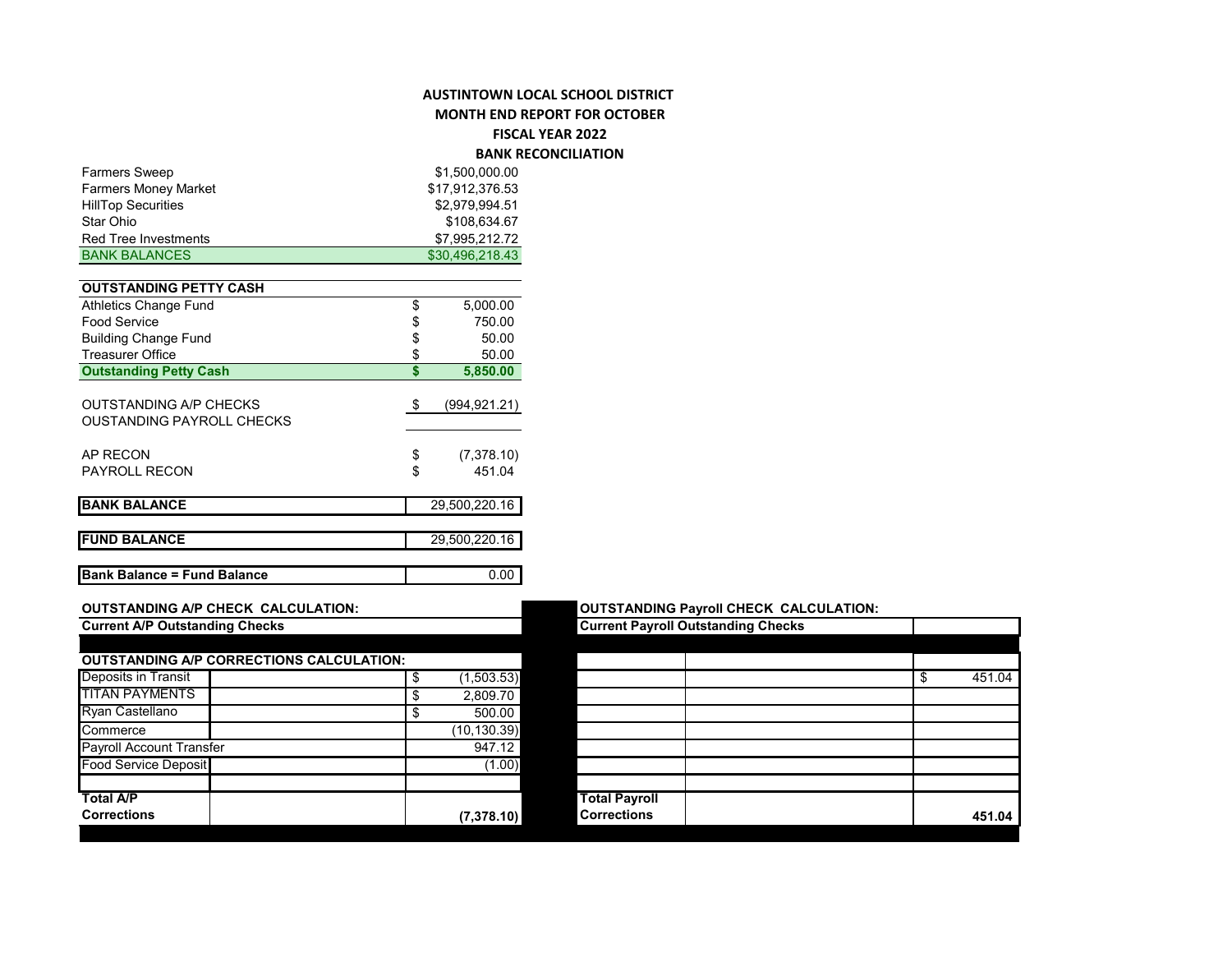# AUSTINTOWN LOCAL SCHOOL DISTRICT
## MONTH END REPORT FOR OCTOBER
## FISCAL YEAR 2022
## BANK RECONCILIATION

| | |
|---|---|
| Farmers Sweep | $1,500,000.00 |
| Farmers Money Market | $17,912,376.53 |
| HillTop Securities | $2,979,994.51 |
| Star Ohio | $108,634.67 |
| Red Tree Investments | $7,995,212.72 |
| BANK BALANCES | $30,496,218.43 |

| OUTSTANDING PETTY CASH | |
|---|---|
| Athletics Change Fund | $ 5,000.00 |
| Food Service | $ 750.00 |
| Building Change Fund | $ 50.00 |
| Treasurer Office | $ 50.00 |
| **Outstanding Petty Cash** | **$ 5,850.00** |

| | |
|---|---|
| OUTSTANDING A/P CHECKS | $ (994,921.21) |
| OUSTANDING PAYROLL CHECKS | |
| AP RECON | $ (7,378.10) |
| PAYROLL RECON | $ 451.04 |

| | |
|---|---|
| **BANK BALANCE** | 29,500,220.16 |
| **FUND BALANCE** | 29,500,220.16 |
| **Bank Balance = Fund Balance** | 0.00 |

**OUTSTANDING A/P CHECK CALCULATION:**

| Current A/P Outstanding Checks | | |
|---|---|---|
| **OUTSTANDING A/P CORRECTIONS CALCULATION:** | | |
| Deposits in Transit | | $ (1,503.53) |
| TITAN PAYMENTS | | $ 2,809.70 |
| Ryan Castellano | | $ 500.00 |
| Commerce | | (10,130.39) |
| Payroll Account Transfer | | 947.12 |
| Food Service Deposit | | (1.00) |
| | | |
| **Total A/P Corrections** | | **(7,378.10)** |

**OUTSTANDING Payroll CHECK CALCULATION:**

| Current Payroll Outstanding Checks | | |
|---|---|---|
| | | |
| | | $ 451.04 |
| | | |
| | | |
| | | |
| | | |
| | | |
| **Total Payroll Corrections** | | **451.04** |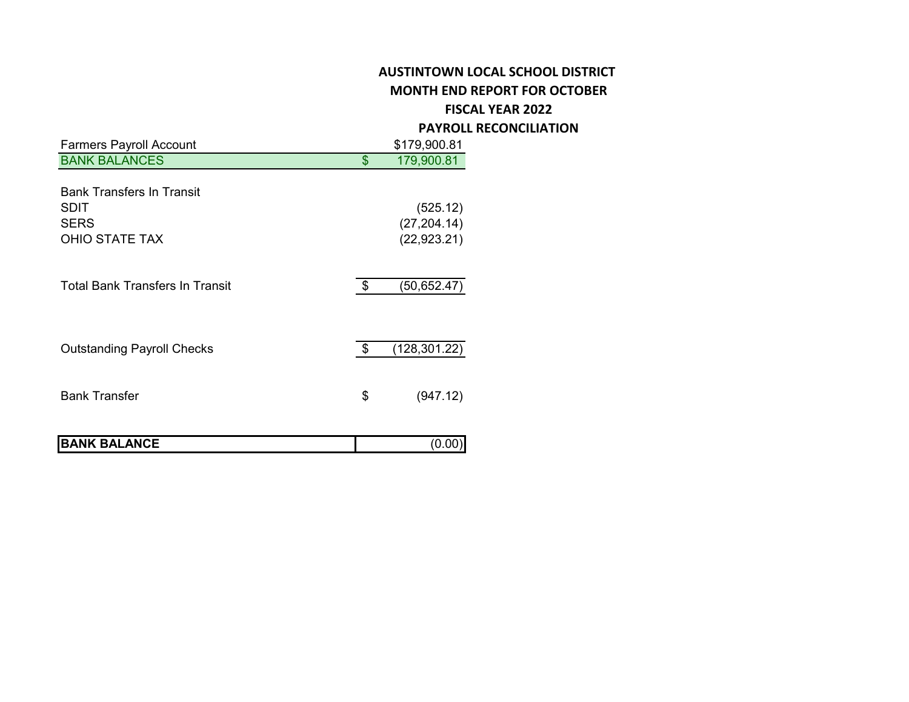# AUSTINTOWN LOCAL SCHOOL DISTRICT
## MONTH END REPORT FOR OCTOBER
## FISCAL YEAR 2022
## PAYROLL RECONCILIATION

| | | |
|---|---|---|
| Farmers Payroll Account | | $179,900.81 |
| BANK BALANCES | $ | 179,900.81 |
| | | |
| Bank Transfers In Transit | | |
| SDIT | | (525.12) |
| SERS | | (27,204.14) |
| OHIO STATE TAX | | (22,923.21) |
| | | |
| Total Bank Transfers In Transit | $ | (50,652.47) |
| | | |
| Outstanding Payroll Checks | $ | (128,301.22) |
| | | |
| Bank Transfer | $ | (947.12) |
| | | |
| **BANK BALANCE** | | (0.00) |